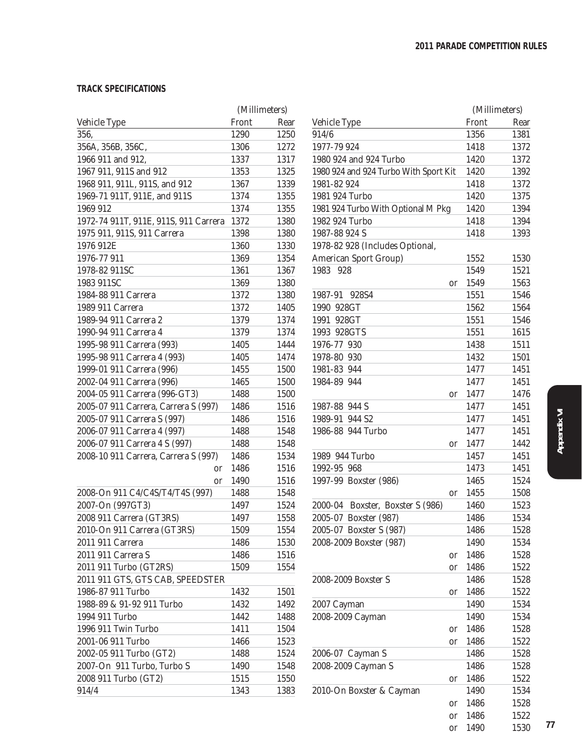**TRACK SPECIFICATIONS**

| | (Millimeters) | |
|---|---|---|
| Vehicle Type | Front | Rear |
| 356, | 1290 | 1250 |
| 356A, 356B, 356C, | 1306 | 1272 |
| 1966 911 and 912, | 1337 | 1317 |
| 1967 911, 911S and 912 | 1353 | 1325 |
| 1968 911, 911L, 911S, and 912 | 1367 | 1339 |
| 1969-71 911T, 911E, and 911S | 1374 | 1355 |
| 1969 912 | 1374 | 1355 |
| 1972-74 911T, 911E, 911S, 911 Carrera | 1372 | 1380 |
| 1975 911, 911S, 911 Carrera | 1398 | 1380 |
| 1976 912E | 1360 | 1330 |
| 1976-77 911 | 1369 | 1354 |
| 1978-82 911SC | 1361 | 1367 |
| 1983 911SC | 1369 | 1380 |
| 1984-88 911 Carrera | 1372 | 1380 |
| 1989 911 Carrera | 1372 | 1405 |
| 1989-94 911 Carrera 2 | 1379 | 1374 |
| 1990-94 911 Carrera 4 | 1379 | 1374 |
| 1995-98 911 Carrera (993) | 1405 | 1444 |
| 1995-98 911 Carrera 4 (993) | 1405 | 1474 |
| 1999-01 911 Carrera (996) | 1455 | 1500 |
| 2002-04 911 Carrera (996) | 1465 | 1500 |
| 2004-05 911 Carrera (996-GT3) | 1488 | 1500 |
| 2005-07 911 Carrera, Carrera S (997) | 1486 | 1516 |
| 2005-07 911 Carrera S (997) | 1486 | 1516 |
| 2006-07 911 Carrera 4 (997) | 1488 | 1548 |
| 2006-07 911 Carrera 4 S (997) | 1488 | 1548 |
| 2008-10 911 Carrera, Carrera S (997) | 1486 | 1534 |
| or | 1486 | 1516 |
| or | 1490 | 1516 |
| 2008-On 911 C4/C4S/T4/T4S (997) | 1488 | 1548 |
| 2007-On (997GT3) | 1497 | 1524 |
| 2008 911 Carrera (GT3RS) | 1497 | 1558 |
| 2010-On 911 Carrera (GT3RS) | 1509 | 1554 |
| 2011 911 Carrera | 1486 | 1530 |
| 2011 911 Carrera S | 1486 | 1516 |
| 2011 911 Turbo (GT2RS) | 1509 | 1554 |
| 2011 911 GTS, GTS CAB, SPEEDSTER | | |
| 1986-87 911 Turbo | 1432 | 1501 |
| 1988-89 & 91-92 911 Turbo | 1432 | 1492 |
| 1994 911 Turbo | 1442 | 1488 |
| 1996 911 Twin Turbo | 1411 | 1504 |
| 2001-06 911 Turbo | 1466 | 1523 |
| 2002-05 911 Turbo (GT2) | 1488 | 1524 |
| 2007-On 911 Turbo, Turbo S | 1490 | 1548 |
| 2008 911 Turbo (GT2) | 1515 | 1550 |
| 914/4 | 1343 | 1383 |
| 914/6 | 1356 | 1381 |
| 1977-79 924 | 1418 | 1372 |
| 1980 924 and 924 Turbo | 1420 | 1372 |
| 1980 924 and 924 Turbo With Sport Kit | 1420 | 1392 |
| 1981-82 924 | 1418 | 1372 |
| 1981 924 Turbo | 1420 | 1375 |
| 1981 924 Turbo With Optional M Pkg | 1420 | 1394 |
| 1982 924 Turbo | 1418 | 1394 |
| 1987-88 924 S | 1418 | 1393 |
| 1978-82 928 (Includes Optional, American Sport Group) | 1552 | 1530 |
| 1983 928 | 1549 | 1521 |
| or | 1549 | 1563 |
| 1987-91 928S4 | 1551 | 1546 |
| 1990 928GT | 1562 | 1564 |
| 1991 928GT | 1551 | 1546 |
| 1993 928GTS | 1551 | 1615 |
| 1976-77 930 | 1438 | 1511 |
| 1978-80 930 | 1432 | 1501 |
| 1981-83 944 | 1477 | 1451 |
| 1984-89 944 | 1477 | 1451 |
| or | 1477 | 1476 |
| 1987-88 944 S | 1477 | 1451 |
| 1989-91 944 S2 | 1477 | 1451 |
| 1986-88 944 Turbo | 1477 | 1451 |
| or | 1477 | 1442 |
| 1989 944 Turbo | 1457 | 1451 |
| 1992-95 968 | 1473 | 1451 |
| 1997-99 Boxster (986) | 1465 | 1524 |
| or | 1455 | 1508 |
| 2000-04 Boxster, Boxster S (986) | 1460 | 1523 |
| 2005-07 Boxster (987) | 1486 | 1534 |
| 2005-07 Boxster S (987) | 1486 | 1528 |
| 2008-2009 Boxster (987) | 1490 | 1534 |
| or | 1486 | 1528 |
| or | 1486 | 1522 |
| 2008-2009 Boxster S | 1486 | 1528 |
| or | 1486 | 1522 |
| 2007 Cayman | 1490 | 1534 |
| 2008-2009 Cayman | 1490 | 1534 |
| or | 1486 | 1528 |
| or | 1486 | 1522 |
| 2006-07 Cayman S | 1486 | 1528 |
| 2008-2009 Cayman S | 1486 | 1528 |
| or | 1486 | 1522 |
| 2010-On Boxster & Cayman | 1490 | 1534 |
| or | 1486 | 1528 |
| or | 1486 | 1522 |
| or | 1490 | 1530 |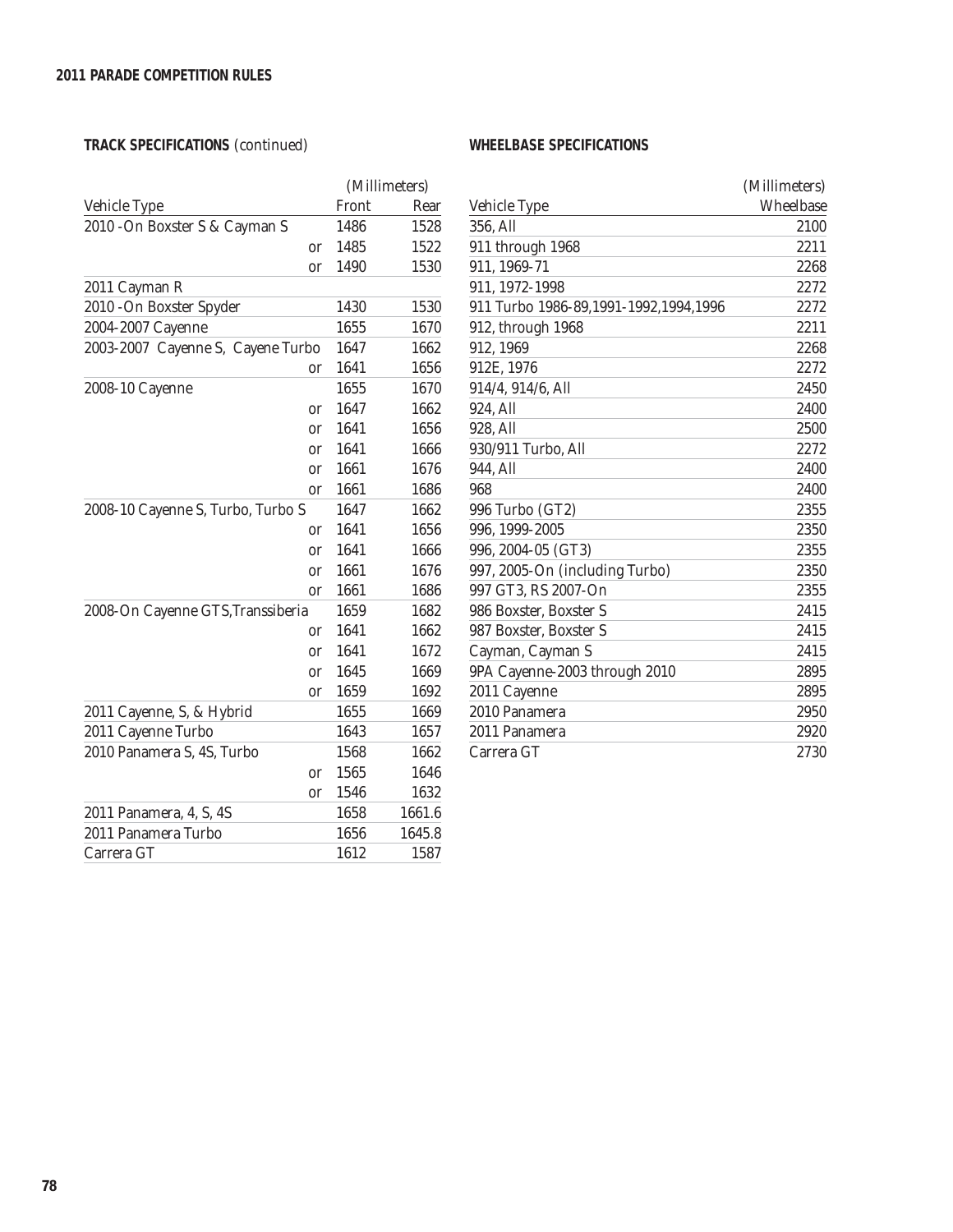**TRACK SPECIFICATIONS** *(continued)*

| | *(Millimeters)* | |
|---|---|---|
| Vehicle Type | Front | Rear |
| 2010 -On Boxster S & Cayman S | 1486 | 1528 |
| or | 1485 | 1522 |
| or | 1490 | 1530 |
| 2011 Cayman R | | |
| 2010 -On Boxster Spyder | 1430 | 1530 |
| 2004-2007 Cayenne | 1655 | 1670 |
| 2003-2007 Cayenne S, Cayene Turbo | 1647 | 1662 |
| or | 1641 | 1656 |
| 2008-10 Cayenne | 1655 | 1670 |
| or | 1647 | 1662 |
| or | 1641 | 1656 |
| or | 1641 | 1666 |
| or | 1661 | 1676 |
| or | 1661 | 1686 |
| 2008-10 Cayenne S, Turbo, Turbo S | 1647 | 1662 |
| or | 1641 | 1656 |
| or | 1641 | 1666 |
| or | 1661 | 1676 |
| or | 1661 | 1686 |
| 2008-On Cayenne GTS,Transsiberia | 1659 | 1682 |
| or | 1641 | 1662 |
| or | 1641 | 1672 |
| or | 1645 | 1669 |
| or | 1659 | 1692 |
| 2011 Cayenne, S, & Hybrid | 1655 | 1669 |
| 2011 Cayenne Turbo | 1643 | 1657 |
| 2010 Panamera S, 4S, Turbo | 1568 | 1662 |
| or | 1565 | 1646 |
| or | 1546 | 1632 |
| 2011 Panamera, 4, S, 4S | 1658 | 1661.6 |
| 2011 Panamera Turbo | 1656 | 1645.8 |
| Carrera GT | 1612 | 1587 |

**WHEELBASE SPECIFICATIONS**

| | *(Millimeters)* |
|---|---|
| Vehicle Type | Wheelbase |
| 356, All | 2100 |
| 911 through 1968 | 2211 |
| 911, 1969-71 | 2268 |
| 911, 1972-1998 | 2272 |
| 911 Turbo 1986-89,1991-1992,1994,1996 | 2272 |
| 912, through 1968 | 2211 |
| 912, 1969 | 2268 |
| 912E, 1976 | 2272 |
| 914/4, 914/6, All | 2450 |
| 924, All | 2400 |
| 928, All | 2500 |
| 930/911 Turbo, All | 2272 |
| 944, All | 2400 |
| 968 | 2400 |
| 996 Turbo (GT2) | 2355 |
| 996, 1999-2005 | 2350 |
| 996, 2004-05 (GT3) | 2355 |
| 997, 2005-On (including Turbo) | 2350 |
| 997 GT3, RS 2007-On | 2355 |
| 986 Boxster, Boxster S | 2415 |
| 987 Boxster, Boxster S | 2415 |
| Cayman, Cayman S | 2415 |
| 9PA Cayenne-2003 through 2010 | 2895 |
| 2011 Cayenne | 2895 |
| 2010 Panamera | 2950 |
| 2011 Panamera | 2920 |
| Carrera GT | 2730 |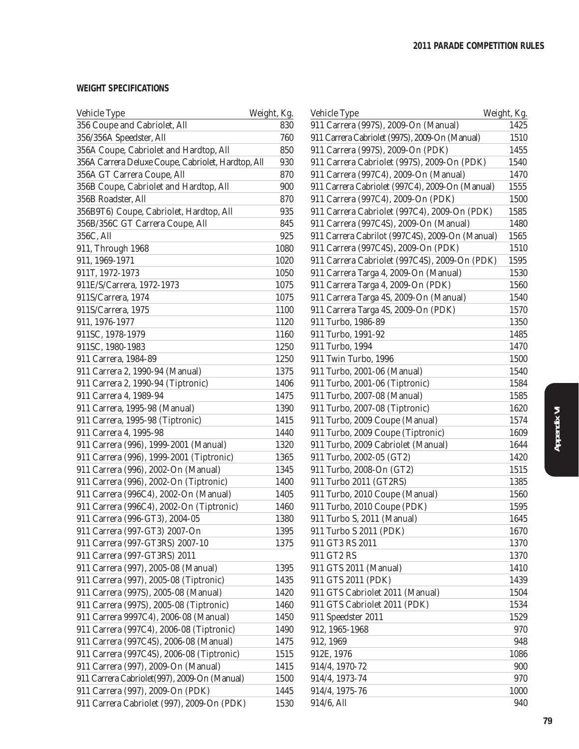**WEIGHT SPECIFICATIONS**

| Vehicle Type | Weight, Kg. |
|---|---|
| 356 Coupe and Cabriolet, All | 830 |
| 356/356A Speedster, All | 760 |
| 356A Coupe, Cabriolet and Hardtop, All | 850 |
| 356A Carrera Deluxe Coupe, Cabriolet, Hardtop, All | 930 |
| 356A GT Carrera Coupe, All | 870 |
| 356B Coupe, Cabriolet and Hardtop, All | 900 |
| 356B Roadster, All | 870 |
| 356B9T6) Coupe, Cabriolet, Hardtop, All | 935 |
| 356B/356C GT Carrera Coupe, All | 845 |
| 356C, All | 925 |
| 911, Through 1968 | 1080 |
| 911, 1969-1971 | 1020 |
| 911T, 1972-1973 | 1050 |
| 911E/S/Carrera, 1972-1973 | 1075 |
| 911S/Carrera, 1974 | 1075 |
| 911S/Carrera, 1975 | 1100 |
| 911, 1976-1977 | 1120 |
| 911SC, 1978-1979 | 1160 |
| 911SC, 1980-1983 | 1250 |
| 911 Carrera, 1984-89 | 1250 |
| 911 Carrera 2, 1990-94 (Manual) | 1375 |
| 911 Carrera 2, 1990-94 (Tiptronic) | 1406 |
| 911 Carrera 4, 1989-94 | 1475 |
| 911 Carrera, 1995-98 (Manual) | 1390 |
| 911 Carrera, 1995-98 (Tiptronic) | 1415 |
| 911 Carrera 4, 1995-98 | 1440 |
| 911 Carrera (996), 1999-2001 (Manual) | 1320 |
| 911 Carrera (996), 1999-2001 (Tiptronic) | 1365 |
| 911 Carrera (996), 2002-On (Manual) | 1345 |
| 911 Carrera (996), 2002-On (Tiptronic) | 1400 |
| 911 Carrera (996C4), 2002-On (Manual) | 1405 |
| 911 Carrera (996C4), 2002-On (Tiptronic) | 1460 |
| 911 Carrera (996-GT3), 2004-05 | 1380 |
| 911 Carrera (997-GT3) 2007-On | 1395 |
| 911 Carrera (997-GT3RS) 2007-10 | 1375 |
| 911 Carrera (997-GT3RS) 2011 | |
| 911 Carrera (997), 2005-08 (Manual) | 1395 |
| 911 Carrera (997), 2005-08 (Tiptronic) | 1435 |
| 911 Carrera (997S), 2005-08 (Manual) | 1420 |
| 911 Carrera (997S), 2005-08 (Tiptronic) | 1460 |
| 911 Carrera 9997C4), 2006-08 (Manual) | 1450 |
| 911 Carrera (997C4), 2006-08 (Tiptronic) | 1490 |
| 911 Carrera (997C4S), 2006-08 (Manual) | 1475 |
| 911 Carrera (997C4S), 2006-08 (Tiptronic) | 1515 |
| 911 Carrera (997), 2009-On (Manual) | 1415 |
| 911 Carrera Cabriolet(997), 2009-On (Manual) | 1500 |
| 911 Carrera (997), 2009-On (PDK) | 1445 |
| 911 Carrera Cabriolet (997), 2009-On (PDK) | 1530 |
| 911 Carrera (997S), 2009-On (Manual) | 1425 |
| 911 Carrera Cabriolet (997S), 2009-On (Manual) | 1510 |
| 911 Carrera (997S), 2009-On (PDK) | 1455 |
| 911 Carrera Cabriolet (997S), 2009-On (PDK) | 1540 |
| 911 Carrera (997C4), 2009-On (Manual) | 1470 |
| 911 Carrera Cabriolet (997C4), 2009-On (Manual) | 1555 |
| 911 Carrera (997C4), 2009-On (PDK) | 1500 |
| 911 Carrera Cabriolet (997C4), 2009-On (PDK) | 1585 |
| 911 Carrera (997C4S), 2009-On (Manual) | 1480 |
| 911 Carrera Cabrilot (997C4S), 2009-On (Manual) | 1565 |
| 911 Carrera (997C4S), 2009-On (PDK) | 1510 |
| 911 Carrera Cabriolet (997C4S), 2009-On (PDK) | 1595 |
| 911 Carrera Targa 4, 2009-On (Manual) | 1530 |
| 911 Carrera Targa 4, 2009-On (PDK) | 1560 |
| 911 Carrera Targa 4S, 2009-On (Manual) | 1540 |
| 911 Carrera Targa 4S, 2009-On (PDK) | 1570 |
| 911 Turbo, 1986-89 | 1350 |
| 911 Turbo, 1991-92 | 1485 |
| 911 Turbo, 1994 | 1470 |
| 911 Twin Turbo, 1996 | 1500 |
| 911 Turbo, 2001-06 (Manual) | 1540 |
| 911 Turbo, 2001-06 (Tiptronic) | 1584 |
| 911 Turbo, 2007-08 (Manual) | 1585 |
| 911 Turbo, 2007-08 (Tiptronic) | 1620 |
| 911 Turbo, 2009 Coupe (Manual) | 1574 |
| 911 Turbo, 2009 Coupe (Tiptronic) | 1609 |
| 911 Turbo, 2009 Cabriolet (Manual) | 1644 |
| 911 Turbo, 2002-05 (GT2) | 1420 |
| 911 Turbo, 2008-On (GT2) | 1515 |
| 911 Turbo 2011 (GT2RS) | 1385 |
| 911 Turbo, 2010 Coupe (Manual) | 1560 |
| 911 Turbo, 2010 Coupe (PDK) | 1595 |
| 911 Turbo S, 2011 (Manual) | 1645 |
| 911 Turbo S 2011 (PDK) | 1670 |
| 911 GT3 RS 2011 | 1370 |
| 911 GT2 RS | 1370 |
| 911 GTS 2011 (Manual) | 1410 |
| 911 GTS 2011 (PDK) | 1439 |
| 911 GTS Cabriolet 2011 (Manual) | 1504 |
| 911 GTS Cabriolet 2011 (PDK) | 1534 |
| 911 Speedster 2011 | 1529 |
| 912, 1965-1968 | 970 |
| 912, 1969 | 948 |
| 912E, 1976 | 1086 |
| 914/4, 1970-72 | 900 |
| 914/4, 1973-74 | 970 |
| 914/4, 1975-76 | 1000 |
| 914/6, All | 940 |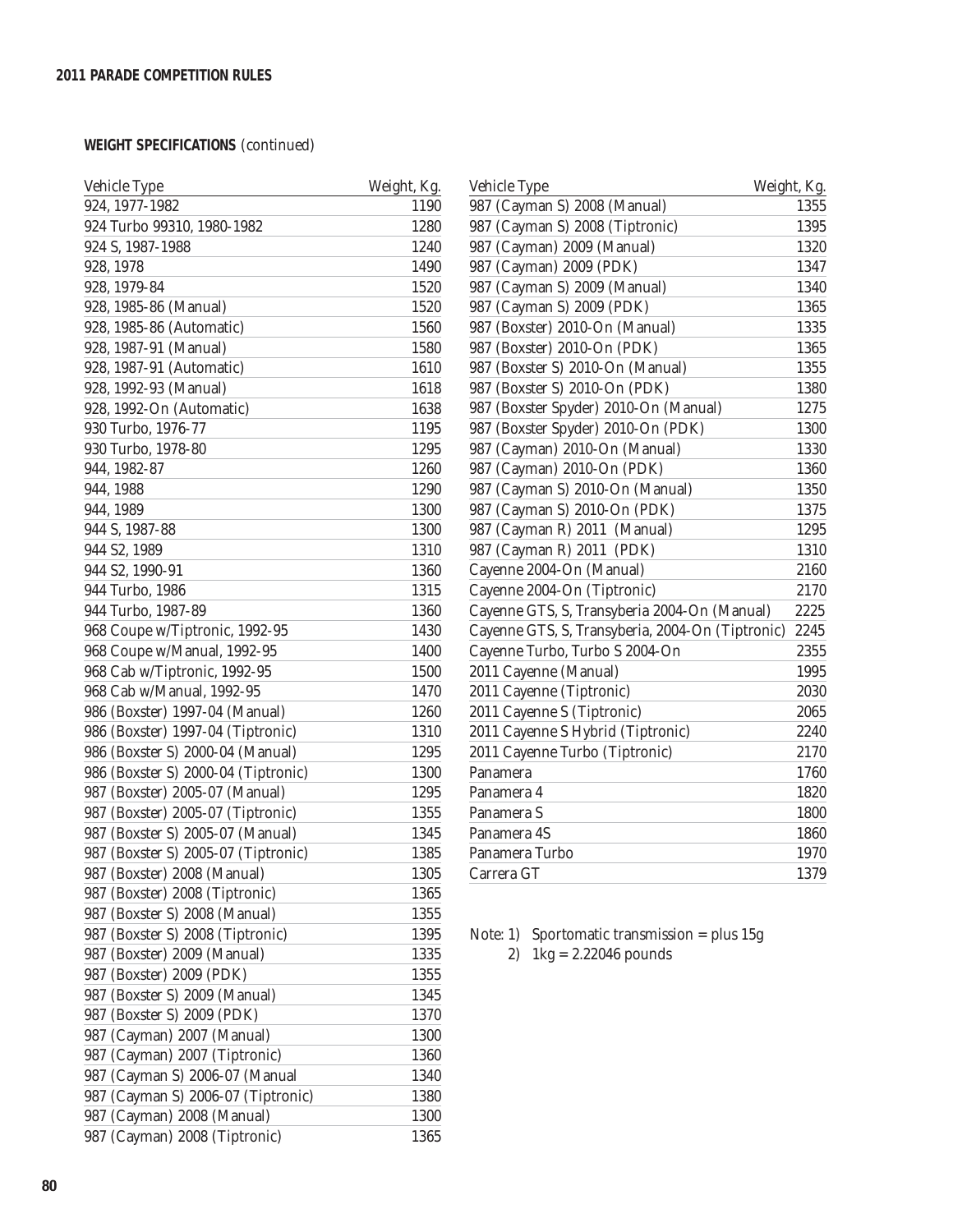**WEIGHT SPECIFICATIONS** *(continued)*

| Vehicle Type | Weight, Kg. |
|---|---|
| 924, 1977-1982 | 1190 |
| 924 Turbo 99310, 1980-1982 | 1280 |
| 924 S, 1987-1988 | 1240 |
| 928, 1978 | 1490 |
| 928, 1979-84 | 1520 |
| 928, 1985-86 (Manual) | 1520 |
| 928, 1985-86 (Automatic) | 1560 |
| 928, 1987-91 (Manual) | 1580 |
| 928, 1987-91 (Automatic) | 1610 |
| 928, 1992-93 (Manual) | 1618 |
| 928, 1992-On (Automatic) | 1638 |
| 930 Turbo, 1976-77 | 1195 |
| 930 Turbo, 1978-80 | 1295 |
| 944, 1982-87 | 1260 |
| 944, 1988 | 1290 |
| 944, 1989 | 1300 |
| 944 S, 1987-88 | 1300 |
| 944 S2, 1989 | 1310 |
| 944 S2, 1990-91 | 1360 |
| 944 Turbo, 1986 | 1315 |
| 944 Turbo, 1987-89 | 1360 |
| 968 Coupe w/Tiptronic, 1992-95 | 1430 |
| 968 Coupe w/Manual, 1992-95 | 1400 |
| 968 Cab w/Tiptronic, 1992-95 | 1500 |
| 968 Cab w/Manual, 1992-95 | 1470 |
| 986 (Boxster) 1997-04 (Manual) | 1260 |
| 986 (Boxster) 1997-04 (Tiptronic) | 1310 |
| 986 (Boxster S) 2000-04 (Manual) | 1295 |
| 986 (Boxster S) 2000-04 (Tiptronic) | 1300 |
| 987 (Boxster) 2005-07 (Manual) | 1295 |
| 987 (Boxster) 2005-07 (Tiptronic) | 1355 |
| 987 (Boxster S) 2005-07 (Manual) | 1345 |
| 987 (Boxster S) 2005-07 (Tiptronic) | 1385 |
| 987 (Boxster) 2008 (Manual) | 1305 |
| 987 (Boxster) 2008 (Tiptronic) | 1365 |
| 987 (Boxster S) 2008 (Manual) | 1355 |
| 987 (Boxster S) 2008 (Tiptronic) | 1395 |
| 987 (Boxster) 2009 (Manual) | 1335 |
| 987 (Boxster) 2009 (PDK) | 1355 |
| 987 (Boxster S) 2009 (Manual) | 1345 |
| 987 (Boxster S) 2009 (PDK) | 1370 |
| 987 (Cayman) 2007 (Manual) | 1300 |
| 987 (Cayman) 2007 (Tiptronic) | 1360 |
| 987 (Cayman S) 2006-07 (Manual | 1340 |
| 987 (Cayman S) 2006-07 (Tiptronic) | 1380 |
| 987 (Cayman) 2008 (Manual) | 1300 |
| 987 (Cayman) 2008 (Tiptronic) | 1365 |
| 987 (Cayman S) 2008 (Manual) | 1355 |
| 987 (Cayman S) 2008 (Tiptronic) | 1395 |
| 987 (Cayman) 2009 (Manual) | 1320 |
| 987 (Cayman) 2009 (PDK) | 1347 |
| 987 (Cayman S) 2009 (Manual) | 1340 |
| 987 (Cayman S) 2009 (PDK) | 1365 |
| 987 (Boxster) 2010-On (Manual) | 1335 |
| 987 (Boxster) 2010-On (PDK) | 1365 |
| 987 (Boxster S) 2010-On (Manual) | 1355 |
| 987 (Boxster S) 2010-On (PDK) | 1380 |
| 987 (Boxster Spyder) 2010-On (Manual) | 1275 |
| 987 (Boxster Spyder) 2010-On (PDK) | 1300 |
| 987 (Cayman) 2010-On (Manual) | 1330 |
| 987 (Cayman) 2010-On (PDK) | 1360 |
| 987 (Cayman S) 2010-On (Manual) | 1350 |
| 987 (Cayman S) 2010-On (PDK) | 1375 |
| 987 (Cayman R) 2011 (Manual) | 1295 |
| 987 (Cayman R) 2011 (PDK) | 1310 |
| Cayenne 2004-On (Manual) | 2160 |
| Cayenne 2004-On (Tiptronic) | 2170 |
| Cayenne GTS, S, Transyberia 2004-On (Manual) | 2225 |
| Cayenne GTS, S, Transyberia, 2004-On (Tiptronic) | 2245 |
| Cayenne Turbo, Turbo S 2004-On | 2355 |
| 2011 Cayenne (Manual) | 1995 |
| 2011 Cayenne (Tiptronic) | 2030 |
| 2011 Cayenne S (Tiptronic) | 2065 |
| 2011 Cayenne S Hybrid (Tiptronic) | 2240 |
| 2011 Cayenne Turbo (Tiptronic) | 2170 |
| Panamera | 1760 |
| Panamera 4 | 1820 |
| Panamera S | 1800 |
| Panamera 4S | 1860 |
| Panamera Turbo | 1970 |
| Carrera GT | 1379 |

Note: 1) Sportomatic transmission = plus 15g

2) 1kg = 2.22046 pounds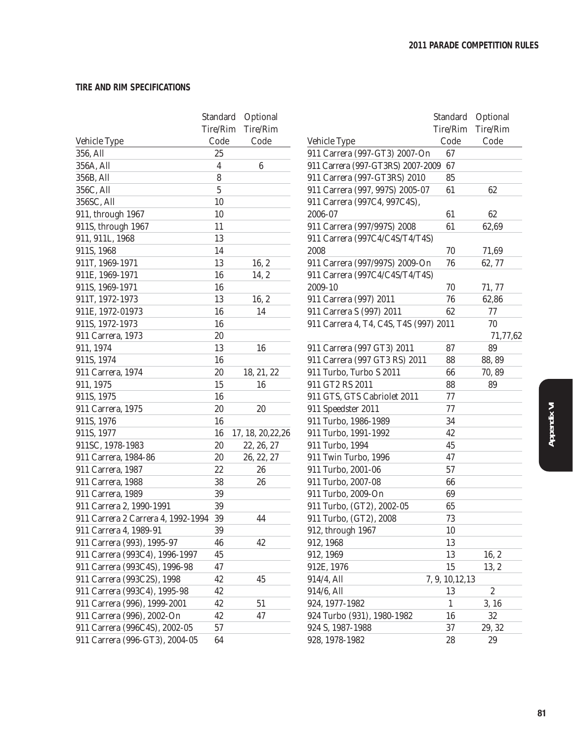## TIRE AND RIM SPECIFICATIONS

| Vehicle Type | Standard Tire/Rim Code | Optional Tire/Rim Code |
|---|---|---|
| 356, All | 25 | |
| 356A, All | 4 | 6 |
| 356B, All | 8 | |
| 356C, All | 5 | |
| 356SC, All | 10 | |
| 911, through 1967 | 10 | |
| 911S, through 1967 | 11 | |
| 911, 911L, 1968 | 13 | |
| 911S, 1968 | 14 | |
| 911T, 1969-1971 | 13 | 16, 2 |
| 911E, 1969-1971 | 16 | 14, 2 |
| 911S, 1969-1971 | 16 | |
| 911T, 1972-1973 | 13 | 16, 2 |
| 911E, 1972-01973 | 16 | 14 |
| 911S, 1972-1973 | 16 | |
| 911 Carrera, 1973 | 20 | |
| 911, 1974 | 13 | 16 |
| 911S, 1974 | 16 | |
| 911 Carrera, 1974 | 20 | 18, 21, 22 |
| 911, 1975 | 15 | 16 |
| 911S, 1975 | 16 | |
| 911 Carrera, 1975 | 20 | 20 |
| 911S, 1976 | 16 | |
| 911S, 1977 | 16 | 17, 18, 20,22,26 |
| 911SC, 1978-1983 | 20 | 22, 26, 27 |
| 911 Carrera, 1984-86 | 20 | 26, 22, 27 |
| 911 Carrera, 1987 | 22 | 26 |
| 911 Carrera, 1988 | 38 | 26 |
| 911 Carrera, 1989 | 39 | |
| 911 Carrera 2, 1990-1991 | 39 | |
| 911 Carrera 2 Carrera 4, 1992-1994 | 39 | 44 |
| 911 Carrera 4, 1989-91 | 39 | |
| 911 Carrera (993), 1995-97 | 46 | 42 |
| 911 Carrera (993C4), 1996-1997 | 45 | |
| 911 Carrera (993C4S), 1996-98 | 47 | |
| 911 Carrera (993C2S), 1998 | 42 | 45 |
| 911 Carrera (993C4), 1995-98 | 42 | |
| 911 Carrera (996), 1999-2001 | 42 | 51 |
| 911 Carrera (996), 2002-On | 42 | 47 |
| 911 Carrera (996C4S), 2002-05 | 57 | |
| 911 Carrera (996-GT3), 2004-05 | 64 | |
| 911 Carrera (997-GT3) 2007-On | 67 | |
| 911 Carrera (997-GT3RS) 2007-2009 | 67 | |
| 911 Carrera (997-GT3RS) 2010 | 85 | |
| 911 Carrera (997, 997S) 2005-07 | 61 | 62 |
| 911 Carrera (997C4, 997C4S), 2006-07 | 61 | 62 |
| 911 Carrera (997/997S) 2008 | 61 | 62,69 |
| 911 Carrera (997C4/C4S/T4/T4S) 2008 | 70 | 71,69 |
| 911 Carrera (997/997S) 2009-On | 76 | 62, 77 |
| 911 Carrera (997C4/C4S/T4/T4S) 2009-10 | 70 | 71, 77 |
| 911 Carrera (997) 2011 | 76 | 62,86 |
| 911 Carrera S (997) 2011 | 62 | 77 |
| 911 Carrera 4, T4, C4S, T4S (997) 2011 | 70 | 71,77,62 |
| 911 Carrera (997 GT3) 2011 | 87 | 89 |
| 911 Carrera (997 GT3 RS) 2011 | 88 | 88, 89 |
| 911 Turbo, Turbo S 2011 | 66 | 70, 89 |
| 911 GT2 RS 2011 | 88 | 89 |
| 911 GTS, GTS Cabriolet 2011 | 77 | |
| 911 Speedster 2011 | 77 | |
| 911 Turbo, 1986-1989 | 34 | |
| 911 Turbo, 1991-1992 | 42 | |
| 911 Turbo, 1994 | 45 | |
| 911 Twin Turbo, 1996 | 47 | |
| 911 Turbo, 2001-06 | 57 | |
| 911 Turbo, 2007-08 | 66 | |
| 911 Turbo, 2009-On | 69 | |
| 911 Turbo, (GT2), 2002-05 | 65 | |
| 911 Turbo, (GT2), 2008 | 73 | |
| 912, through 1967 | 10 | |
| 912, 1968 | 13 | |
| 912, 1969 | 13 | 16, 2 |
| 912E, 1976 | 15 | 13, 2 |
| 914/4, All | 7, 9, 10,12,13 | |
| 914/6, All | 13 | 2 |
| 924, 1977-1982 | 1 | 3, 16 |
| 924 Turbo (931), 1980-1982 | 16 | 32 |
| 924 S, 1987-1988 | 37 | 29, 32 |
| 928, 1978-1982 | 28 | 29 |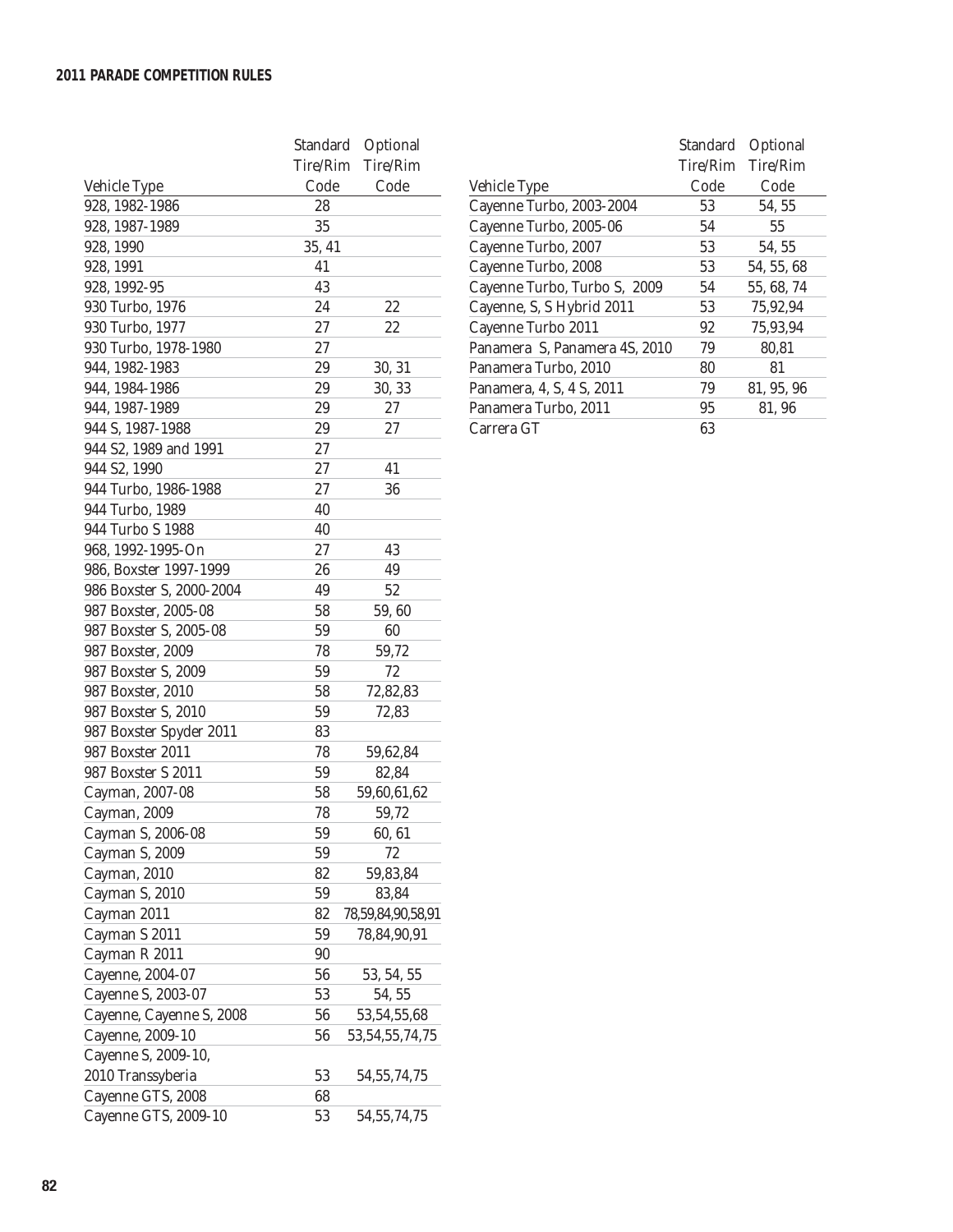| Vehicle Type | Standard Tire/Rim Code | Optional Tire/Rim Code |
|---|---|---|
| 928, 1982-1986 | 28 | |
| 928, 1987-1989 | 35 | |
| 928, 1990 | 35, 41 | |
| 928, 1991 | 41 | |
| 928, 1992-95 | 43 | |
| 930 Turbo, 1976 | 24 | 22 |
| 930 Turbo, 1977 | 27 | 22 |
| 930 Turbo, 1978-1980 | 27 | |
| 944, 1982-1983 | 29 | 30, 31 |
| 944, 1984-1986 | 29 | 30, 33 |
| 944, 1987-1989 | 29 | 27 |
| 944 S, 1987-1988 | 29 | 27 |
| 944 S2, 1989 and 1991 | 27 | |
| 944 S2, 1990 | 27 | 41 |
| 944 Turbo, 1986-1988 | 27 | 36 |
| 944 Turbo, 1989 | 40 | |
| 944 Turbo S 1988 | 40 | |
| 968, 1992-1995-On | 27 | 43 |
| 986, Boxster 1997-1999 | 26 | 49 |
| 986 Boxster S, 2000-2004 | 49 | 52 |
| 987 Boxster, 2005-08 | 58 | 59, 60 |
| 987 Boxster S, 2005-08 | 59 | 60 |
| 987 Boxster, 2009 | 78 | 59,72 |
| 987 Boxster S, 2009 | 59 | 72 |
| 987 Boxster, 2010 | 58 | 72,82,83 |
| 987 Boxster S, 2010 | 59 | 72,83 |
| 987 Boxster Spyder 2011 | 83 | |
| 987 Boxster 2011 | 78 | 59,62,84 |
| 987 Boxster S 2011 | 59 | 82,84 |
| Cayman, 2007-08 | 58 | 59,60,61,62 |
| Cayman, 2009 | 78 | 59,72 |
| Cayman S, 2006-08 | 59 | 60, 61 |
| Cayman S, 2009 | 59 | 72 |
| Cayman, 2010 | 82 | 59,83,84 |
| Cayman S, 2010 | 59 | 83,84 |
| Cayman 2011 | 82 | 78,59,84,90,58,91 |
| Cayman S 2011 | 59 | 78,84,90,91 |
| Cayman R 2011 | 90 | |
| Cayenne, 2004-07 | 56 | 53, 54, 55 |
| Cayenne S, 2003-07 | 53 | 54, 55 |
| Cayenne, Cayenne S, 2008 | 56 | 53,54,55,68 |
| Cayenne, 2009-10 | 56 | 53,54,55,74,75 |
| Cayenne S, 2009-10, 2010 Transsyberia | 53 | 54,55,74,75 |
| Cayenne GTS, 2008 | 68 | |
| Cayenne GTS, 2009-10 | 53 | 54,55,74,75 |
| Cayenne Turbo, 2003-2004 | 53 | 54, 55 |
| Cayenne Turbo, 2005-06 | 54 | 55 |
| Cayenne Turbo, 2007 | 53 | 54, 55 |
| Cayenne Turbo, 2008 | 53 | 54, 55, 68 |
| Cayenne Turbo, Turbo S, 2009 | 54 | 55, 68, 74 |
| Cayenne, S, S Hybrid 2011 | 53 | 75,92,94 |
| Cayenne Turbo 2011 | 92 | 75,93,94 |
| Panamera S, Panamera 4S, 2010 | 79 | 80,81 |
| Panamera Turbo, 2010 | 80 | 81 |
| Panamera, 4, S, 4 S, 2011 | 79 | 81, 95, 96 |
| Panamera Turbo, 2011 | 95 | 81, 96 |
| Carrera GT | 63 | |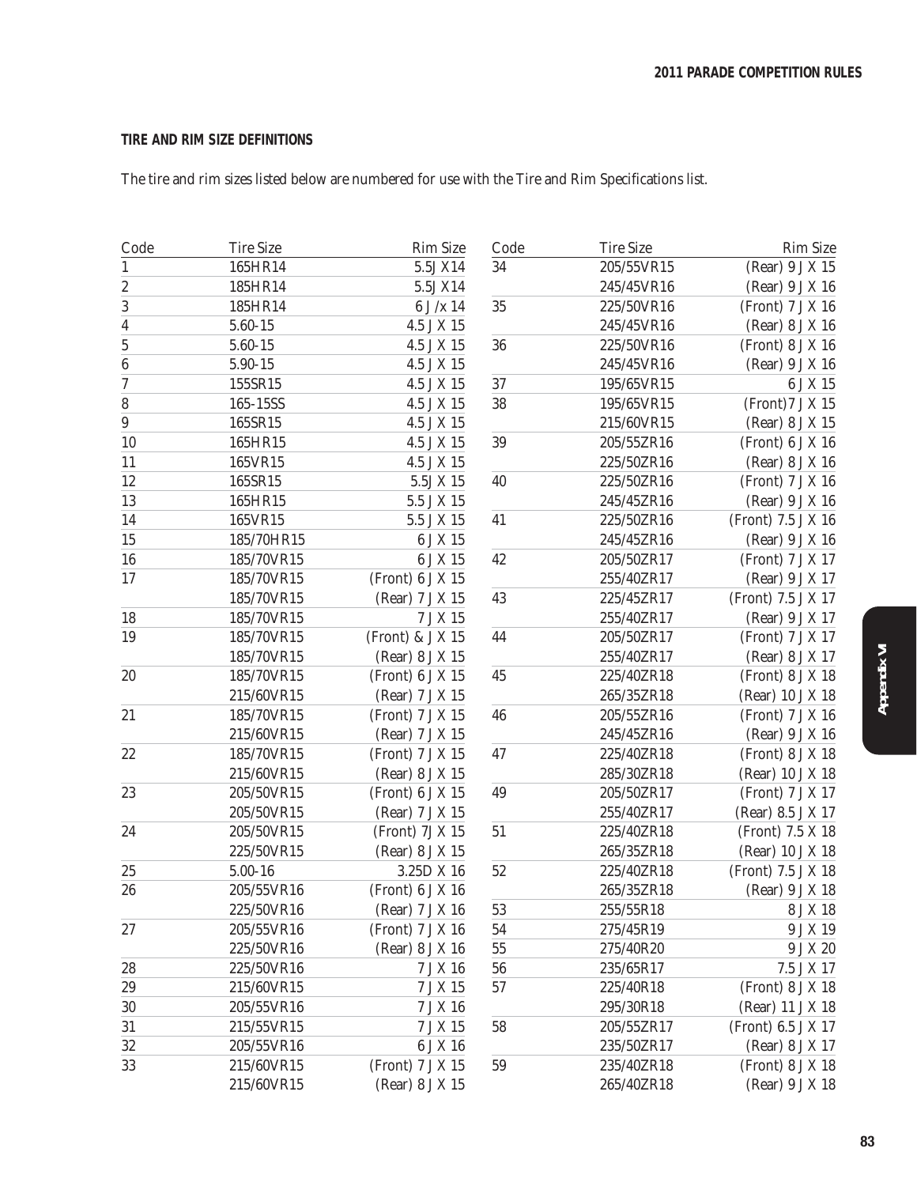## TIRE AND RIM SIZE DEFINITIONS

The tire and rim sizes listed below are numbered for use with the Tire and Rim Specifications list.

| Code | Tire Size | Rim Size |
|---|---|---|
| 1 | 165HR14 | 5.5JX14 |
| 2 | 185HR14 | 5.5JX14 |
| 3 | 185HR14 | 6 J/x 14 |
| 4 | 5.60-15 | 4.5 JX 15 |
| 5 | 5.60-15 | 4.5 JX 15 |
| 6 | 5.90-15 | 4.5 JX 15 |
| 7 | 155SR15 | 4.5 JX 15 |
| 8 | 165-15SS | 4.5 JX 15 |
| 9 | 165SR15 | 4.5 JX 15 |
| 10 | 165HR15 | 4.5 JX 15 |
| 11 | 165VR15 | 4.5 JX 15 |
| 12 | 165SR15 | 5.5JX 15 |
| 13 | 165HR15 | 5.5 JX 15 |
| 14 | 165VR15 | 5.5 JX 15 |
| 15 | 185/70HR15 | 6 JX 15 |
| 16 | 185/70VR15 | 6 JX 15 |
| 17 | 185/70VR15 | (Front) 6 JX 15 |
| | 185/70VR15 | (Rear) 7 JX 15 |
| 18 | 185/70VR15 | 7 JX 15 |
| 19 | 185/70VR15 | (Front) & JX 15 |
| | 185/70VR15 | (Rear) 8 JX 15 |
| 20 | 185/70VR15 | (Front) 6 JX 15 |
| | 215/60VR15 | (Rear) 7 JX 15 |
| 21 | 185/70VR15 | (Front) 7 JX 15 |
| | 215/60VR15 | (Rear) 7 JX 15 |
| 22 | 185/70VR15 | (Front) 7 JX 15 |
| | 215/60VR15 | (Rear) 8 JX 15 |
| 23 | 205/50VR15 | (Front) 6 JX 15 |
| | 205/50VR15 | (Rear) 7 JX 15 |
| 24 | 205/50VR15 | (Front) 7JX 15 |
| | 225/50VR15 | (Rear) 8 JX 15 |
| 25 | 5.00-16 | 3.25D X 16 |
| 26 | 205/55VR16 | (Front) 6 JX 16 |
| | 225/50VR16 | (Rear) 7 JX 16 |
| 27 | 205/55VR16 | (Front) 7 JX 16 |
| | 225/50VR16 | (Rear) 8 JX 16 |
| 28 | 225/50VR16 | 7 JX 16 |
| 29 | 215/60VR15 | 7 JX 15 |
| 30 | 205/55VR16 | 7 JX 16 |
| 31 | 215/55VR15 | 7 JX 15 |
| 32 | 205/55VR16 | 6 JX 16 |
| 33 | 215/60VR15 | (Front) 7 JX 15 |
| | 215/60VR15 | (Rear) 8 JX 15 |
| 34 | 205/55VR15 | (Rear) 9 JX 15 |
| | 245/45VR16 | (Rear) 9 JX 16 |
| 35 | 225/50VR16 | (Front) 7 JX 16 |
| | 245/45VR16 | (Rear) 8 JX 16 |
| 36 | 225/50VR16 | (Front) 8 JX 16 |
| | 245/45VR16 | (Rear) 9 JX 16 |
| 37 | 195/65VR15 | 6 JX 15 |
| 38 | 195/65VR15 | (Front)7 JX 15 |
| | 215/60VR15 | (Rear) 8 JX 15 |
| 39 | 205/55ZR16 | (Front) 6 JX 16 |
| | 225/50ZR16 | (Rear) 8 JX 16 |
| 40 | 225/50ZR16 | (Front) 7 JX 16 |
| | 245/45ZR16 | (Rear) 9 JX 16 |
| 41 | 225/50ZR16 | (Front) 7.5 JX 16 |
| | 245/45ZR16 | (Rear) 9 JX 16 |
| 42 | 205/50ZR17 | (Front) 7 JX 17 |
| | 255/40ZR17 | (Rear) 9 JX 17 |
| 43 | 225/45ZR17 | (Front) 7.5 JX 17 |
| | 255/40ZR17 | (Rear) 9 JX 17 |
| 44 | 205/50ZR17 | (Front) 7 JX 17 |
| | 255/40ZR17 | (Rear) 8 JX 17 |
| 45 | 225/40ZR18 | (Front) 8 JX 18 |
| | 265/35ZR18 | (Rear) 10 JX 18 |
| 46 | 205/55ZR16 | (Front) 7 JX 16 |
| | 245/45ZR16 | (Rear) 9 JX 16 |
| 47 | 225/40ZR18 | (Front) 8 JX 18 |
| | 285/30ZR18 | (Rear) 10 JX 18 |
| 49 | 205/50ZR17 | (Front) 7 JX 17 |
| | 255/40ZR17 | (Rear) 8.5 JX 17 |
| 51 | 225/40ZR18 | (Front) 7.5 X 18 |
| | 265/35ZR18 | (Rear) 10 JX 18 |
| 52 | 225/40ZR18 | (Front) 7.5 JX 18 |
| | 265/35ZR18 | (Rear) 9 JX 18 |
| 53 | 255/55R18 | 8 JX 18 |
| 54 | 275/45R19 | 9 JX 19 |
| 55 | 275/40R20 | 9 JX 20 |
| 56 | 235/65R17 | 7.5 JX 17 |
| 57 | 225/40R18 | (Front) 8 JX 18 |
| | 295/30R18 | (Rear) 11 JX 18 |
| 58 | 205/55ZR17 | (Front) 6.5 JX 17 |
| | 235/50ZR17 | (Rear) 8 JX 17 |
| 59 | 235/40ZR18 | (Front) 8 JX 18 |
| | 265/40ZR18 | (Rear) 9 JX 18 |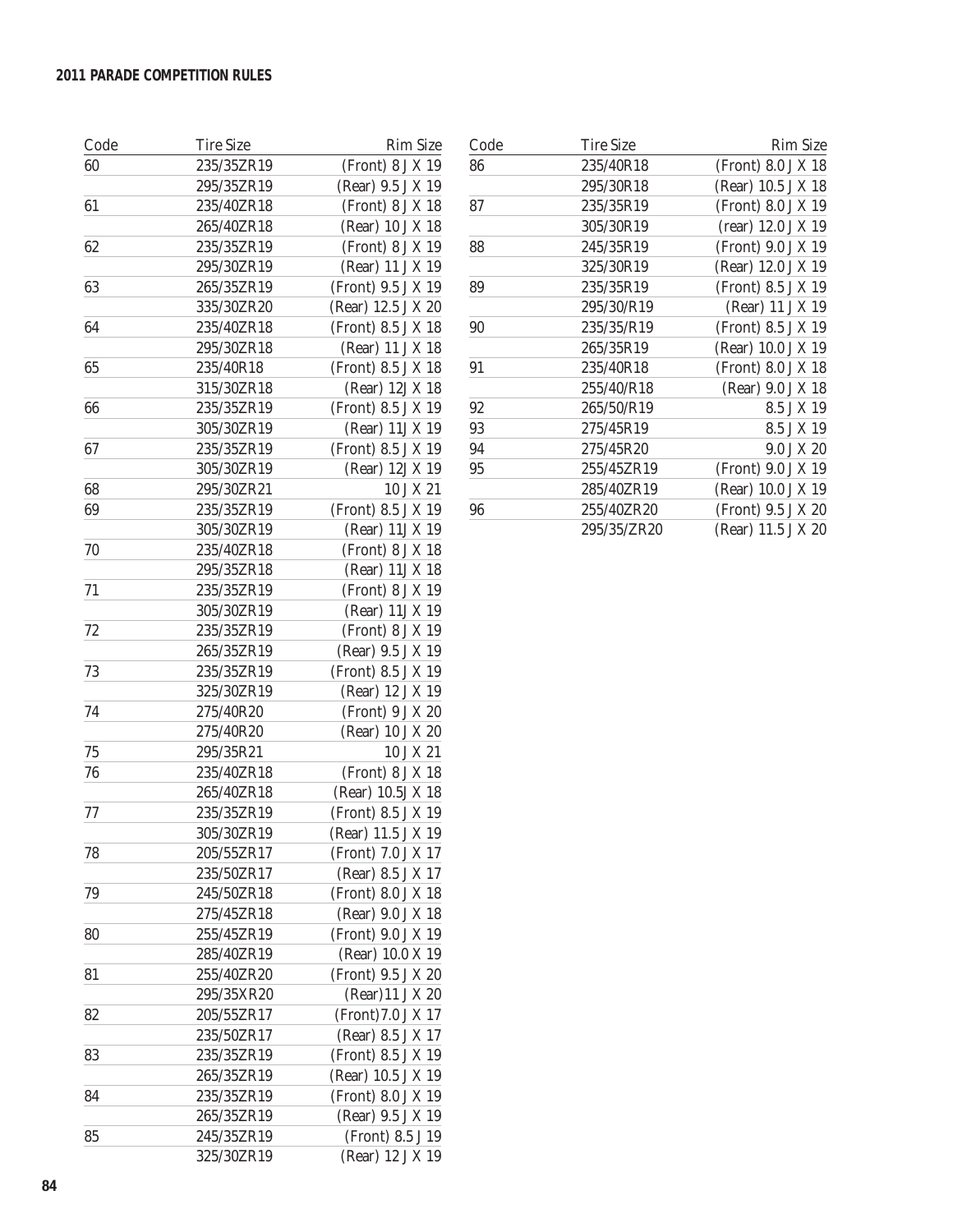| Code | Tire Size | Rim Size |
|---|---|---|
| 60 | 235/35ZR19 | (Front) 8 J X 19 |
| | 295/35ZR19 | (Rear) 9.5 J X 19 |
| 61 | 235/40ZR18 | (Front) 8 J X 18 |
| | 265/40ZR18 | (Rear) 10 J X 18 |
| 62 | 235/35ZR19 | (Front) 8 J X 19 |
| | 295/30ZR19 | (Rear) 11 J X 19 |
| 63 | 265/35ZR19 | (Front) 9.5 J X 19 |
| | 335/30ZR20 | (Rear) 12.5 J X 20 |
| 64 | 235/40ZR18 | (Front) 8.5 J X 18 |
| | 295/30ZR18 | (Rear) 11 J X 18 |
| 65 | 235/40R18 | (Front) 8.5 J X 18 |
| | 315/30ZR18 | (Rear) 12J X 18 |
| 66 | 235/35ZR19 | (Front) 8.5 J X 19 |
| | 305/30ZR19 | (Rear) 11J X 19 |
| 67 | 235/35ZR19 | (Front) 8.5 J X 19 |
| | 305/30ZR19 | (Rear) 12J X 19 |
| 68 | 295/30ZR21 | 10 J X 21 |
| 69 | 235/35ZR19 | (Front) 8.5 J X 19 |
| | 305/30ZR19 | (Rear) 11J X 19 |
| 70 | 235/40ZR18 | (Front) 8 J X 18 |
| | 295/35ZR18 | (Rear) 11J X 18 |
| 71 | 235/35ZR19 | (Front) 8 J X 19 |
| | 305/30ZR19 | (Rear) 11J X 19 |
| 72 | 235/35ZR19 | (Front) 8 J X 19 |
| | 265/35ZR19 | (Rear) 9.5 J X 19 |
| 73 | 235/35ZR19 | (Front) 8.5 J X 19 |
| | 325/30ZR19 | (Rear) 12 J X 19 |
| 74 | 275/40R20 | (Front) 9 J X 20 |
| | 275/40R20 | (Rear) 10 J X 20 |
| 75 | 295/35R21 | 10 J X 21 |
| 76 | 235/40ZR18 | (Front) 8 J X 18 |
| | 265/40ZR18 | (Rear) 10.5J X 18 |
| 77 | 235/35ZR19 | (Front) 8.5 J X 19 |
| | 305/30ZR19 | (Rear) 11.5 J X 19 |
| 78 | 205/55ZR17 | (Front) 7.0 J X 17 |
| | 235/50ZR17 | (Rear) 8.5 J X 17 |
| 79 | 245/50ZR18 | (Front) 8.0 J X 18 |
| | 275/45ZR18 | (Rear) 9.0 J X 18 |
| 80 | 255/45ZR19 | (Front) 9.0 J X 19 |
| | 285/40ZR19 | (Rear) 10.0 X 19 |
| 81 | 255/40ZR20 | (Front) 9.5 J X 20 |
| | 295/35XR20 | (Rear)11 J X 20 |
| 82 | 205/55ZR17 | (Front)7.0 J X 17 |
| | 235/50ZR17 | (Rear) 8.5 J X 17 |
| 83 | 235/35ZR19 | (Front) 8.5 J X 19 |
| | 265/35ZR19 | (Rear) 10.5 J X 19 |
| 84 | 235/35ZR19 | (Front) 8.0 J X 19 |
| | 265/35ZR19 | (Rear) 9.5 J X 19 |
| 85 | 245/35ZR19 | (Front) 8.5 J19 |
| | 325/30ZR19 | (Rear) 12 J X 19 |
| 86 | 235/40R18 | (Front) 8.0 J X 18 |
| | 295/30R18 | (Rear) 10.5 J X 18 |
| 87 | 235/35R19 | (Front) 8.0 J X 19 |
| | 305/30R19 | (rear) 12.0 J X 19 |
| 88 | 245/35R19 | (Front) 9.0 J X 19 |
| | 325/30R19 | (Rear) 12.0 J X 19 |
| 89 | 235/35R19 | (Front) 8.5 J X 19 |
| | 295/30/R19 | (Rear) 11 J X 19 |
| 90 | 235/35/R19 | (Front) 8.5 J X 19 |
| | 265/35R19 | (Rear) 10.0 J X 19 |
| 91 | 235/40R18 | (Front) 8.0 J X 18 |
| | 255/40/R18 | (Rear) 9.0 J X 18 |
| 92 | 265/50/R19 | 8.5 J X 19 |
| 93 | 275/45R19 | 8.5 J X 19 |
| 94 | 275/45R20 | 9.0 J X 20 |
| 95 | 255/45ZR19 | (Front) 9.0 J X 19 |
| | 285/40ZR19 | (Rear) 10.0 J X 19 |
| 96 | 255/40ZR20 | (Front) 9.5 J X 20 |
| | 295/35/ZR20 | (Rear) 11.5 J X 20 |